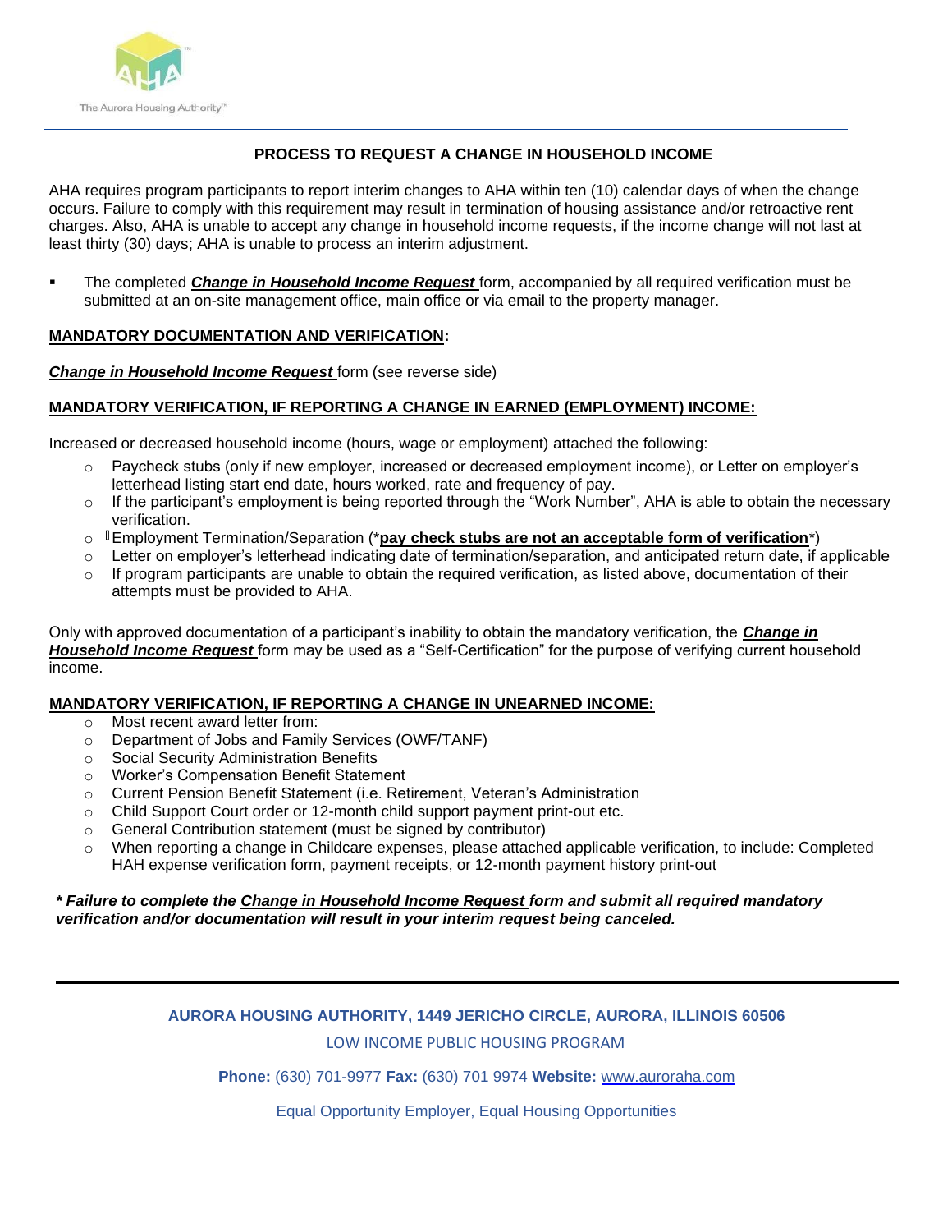# PROCESS TO REQUEST A CHANGE IN HOUSEHOLD INCOME

AHA requires program participants to report interim changes to AHA within ten (10) calendar days of when the change occurs. Failure to comply with this requirement may result in termination of housing assistance and/or retroactive rent charges. Also, AHA is unable to accept any change in household income requests, if the income change will not last at least thirty (30) days; AHA is unable to process an interim adjustment.

- The completed ***Change in Household Income Request*** form, accompanied by all required verification must be submitted at an on-site management office, main office or via email to the property manager.

**MANDATORY DOCUMENTATION AND VERIFICATION:**

***Change in Household Income Request*** form (see reverse side)

**MANDATORY VERIFICATION, IF REPORTING A CHANGE IN EARNED (EMPLOYMENT) INCOME:**

Increased or decreased household income (hours, wage or employment) attached the following:

- Paycheck stubs (only if new employer, increased or decreased employment income), or Letter on employer's letterhead listing start end date, hours worked, rate and frequency of pay.
- If the participant's employment is being reported through the "Work Number", AHA is able to obtain the necessary verification.
- Employment Termination/Separation (***pay check stubs are not an acceptable form of verification***)
- Letter on employer's letterhead indicating date of termination/separation, and anticipated return date, if applicable
- If program participants are unable to obtain the required verification, as listed above, documentation of their attempts must be provided to AHA.

Only with approved documentation of a participant's inability to obtain the mandatory verification, the ***Change in Household Income Request*** form may be used as a "Self-Certification" for the purpose of verifying current household income.

**MANDATORY VERIFICATION, IF REPORTING A CHANGE IN UNEARNED INCOME:**

- Most recent award letter from:
- Department of Jobs and Family Services (OWF/TANF)
- Social Security Administration Benefits
- Worker's Compensation Benefit Statement
- Current Pension Benefit Statement (i.e. Retirement, Veteran's Administration
- Child Support Court order or 12-month child support payment print-out etc.
- General Contribution statement (must be signed by contributor)
- When reporting a change in Childcare expenses, please attached applicable verification, to include: Completed HAH expense verification form, payment receipts, or 12-month payment history print-out

***\* Failure to complete the Change in Household Income Request form and submit all required mandatory verification and/or documentation will result in your interim request being canceled.***

**AURORA HOUSING AUTHORITY, 1449 JERICHO CIRCLE, AURORA, ILLINOIS 60506**

LOW INCOME PUBLIC HOUSING PROGRAM

**Phone:** (630) 701-9977 **Fax:** (630) 701 9974 **Website:** www.auroraha.com

Equal Opportunity Employer, Equal Housing Opportunities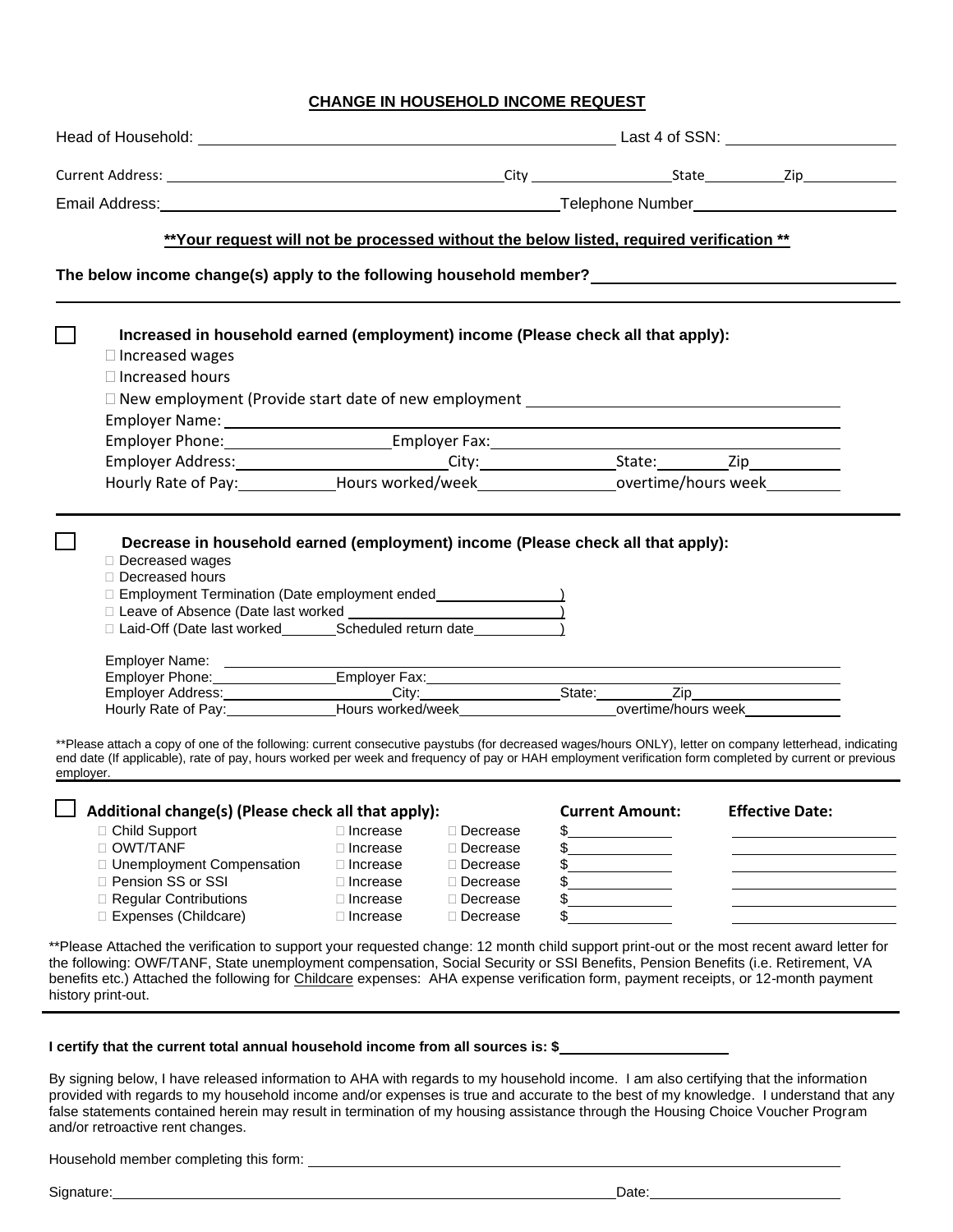## CHANGE IN HOUSEHOLD INCOME REQUEST

Head of Household: ______________________ Last 4 of SSN: ______________

Current Address: ______________________ City ______________ State ________ Zip ________

Email Address: ______________________ Telephone Number ______________

**\*\*Your request will not be processed without the below listed, required verification \*\***

**The below income change(s) apply to the following household member?** ______________________

---

☐ **Increased in household earned (employment) income (Please check all that apply):**

☐ Increased wages
☐ Increased hours
☐ New employment (Provide start date of new employment ______________________

Employer Name: ______________________

Employer Phone: ______________ Employer Fax: ______________

Employer Address: ______________ City: ______________ State: ________ Zip ________

Hourly Rate of Pay: ________ Hours worked/week ________ overtime/hours week ________

---

☐ **Decrease in household earned (employment) income (Please check all that apply):**

☐ Decreased wages
☐ Decreased hours
☐ Employment Termination (Date employment ended ______________)
☐ Leave of Absence (Date last worked ______________)
☐ Laid-Off (Date last worked ________ Scheduled return date ________)

Employer Name: ______________________

Employer Phone: ______________ Employer Fax: ______________

Employer Address: ______________ City: ______________ State: ________ Zip ________

Hourly Rate of Pay: ________ Hours worked/week ________ overtime/hours week ________

\*\*Please attach a copy of one of the following: current consecutive paystubs (for decreased wages/hours ONLY), letter on company letterhead, indicating end date (If applicable), rate of pay, hours worked per week and frequency of pay or HAH employment verification form completed by current or previous employer.

---

☐ **Additional change(s) (Please check all that apply):**

| | | | **Current Amount:** | **Effective Date:** |
|---|---|---|---|---|
| ☐ Child Support | ☐ Increase | ☐ Decrease | $________ | ________ |
| ☐ OWT/TANF | ☐ Increase | ☐ Decrease | $________ | ________ |
| ☐ Unemployment Compensation | ☐ Increase | ☐ Decrease | $________ | ________ |
| ☐ Pension SS or SSI | ☐ Increase | ☐ Decrease | $________ | ________ |
| ☐ Regular Contributions | ☐ Increase | ☐ Decrease | $________ | ________ |
| ☐ Expenses (Childcare) | ☐ Increase | ☐ Decrease | $________ | ________ |

\*\*Please Attached the verification to support your requested change: 12 month child support print-out or the most recent award letter for the following: OWF/TANF, State unemployment compensation, Social Security or SSI Benefits, Pension Benefits (i.e. Retirement, VA benefits etc.) Attached the following for Childcare expenses: AHA expense verification form, payment receipts, or 12-month payment history print-out.

---

**I certify that the current total annual household income from all sources is: $** ______________

By signing below, I have released information to AHA with regards to my household income. I am also certifying that the information provided with regards to my household income and/or expenses is true and accurate to the best of my knowledge. I understand that any false statements contained herein may result in termination of my housing assistance through the Housing Choice Voucher Program and/or retroactive rent changes.

Household member completing this form: ______________________

Signature: ______________________ Date: ______________